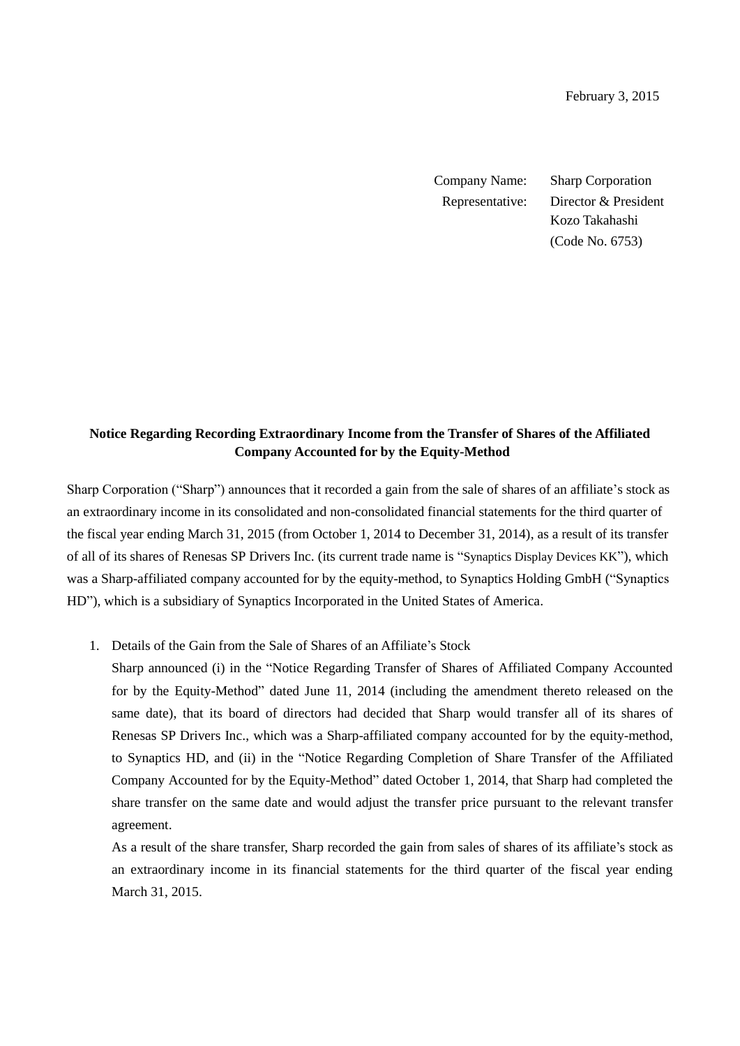February 3, 2015

Company Name: Sharp Corporation
Representative: Director & President
Kozo Takahashi
(Code No. 6753)

**Notice Regarding Recording Extraordinary Income from the Transfer of Shares of the Affiliated Company Accounted for by the Equity-Method**

Sharp Corporation ("Sharp") announces that it recorded a gain from the sale of shares of an affiliate's stock as an extraordinary income in its consolidated and non-consolidated financial statements for the third quarter of the fiscal year ending March 31, 2015 (from October 1, 2014 to December 31, 2014), as a result of its transfer of all of its shares of Renesas SP Drivers Inc. (its current trade name is "Synaptics Display Devices KK"), which was a Sharp-affiliated company accounted for by the equity-method, to Synaptics Holding GmbH ("Synaptics HD"), which is a subsidiary of Synaptics Incorporated in the United States of America.

1. Details of the Gain from the Sale of Shares of an Affiliate's Stock

   Sharp announced (i) in the "Notice Regarding Transfer of Shares of Affiliated Company Accounted for by the Equity-Method" dated June 11, 2014 (including the amendment thereto released on the same date), that its board of directors had decided that Sharp would transfer all of its shares of Renesas SP Drivers Inc., which was a Sharp-affiliated company accounted for by the equity-method, to Synaptics HD, and (ii) in the "Notice Regarding Completion of Share Transfer of the Affiliated Company Accounted for by the Equity-Method" dated October 1, 2014, that Sharp had completed the share transfer on the same date and would adjust the transfer price pursuant to the relevant transfer agreement.

   As a result of the share transfer, Sharp recorded the gain from sales of shares of its affiliate's stock as an extraordinary income in its financial statements for the third quarter of the fiscal year ending March 31, 2015.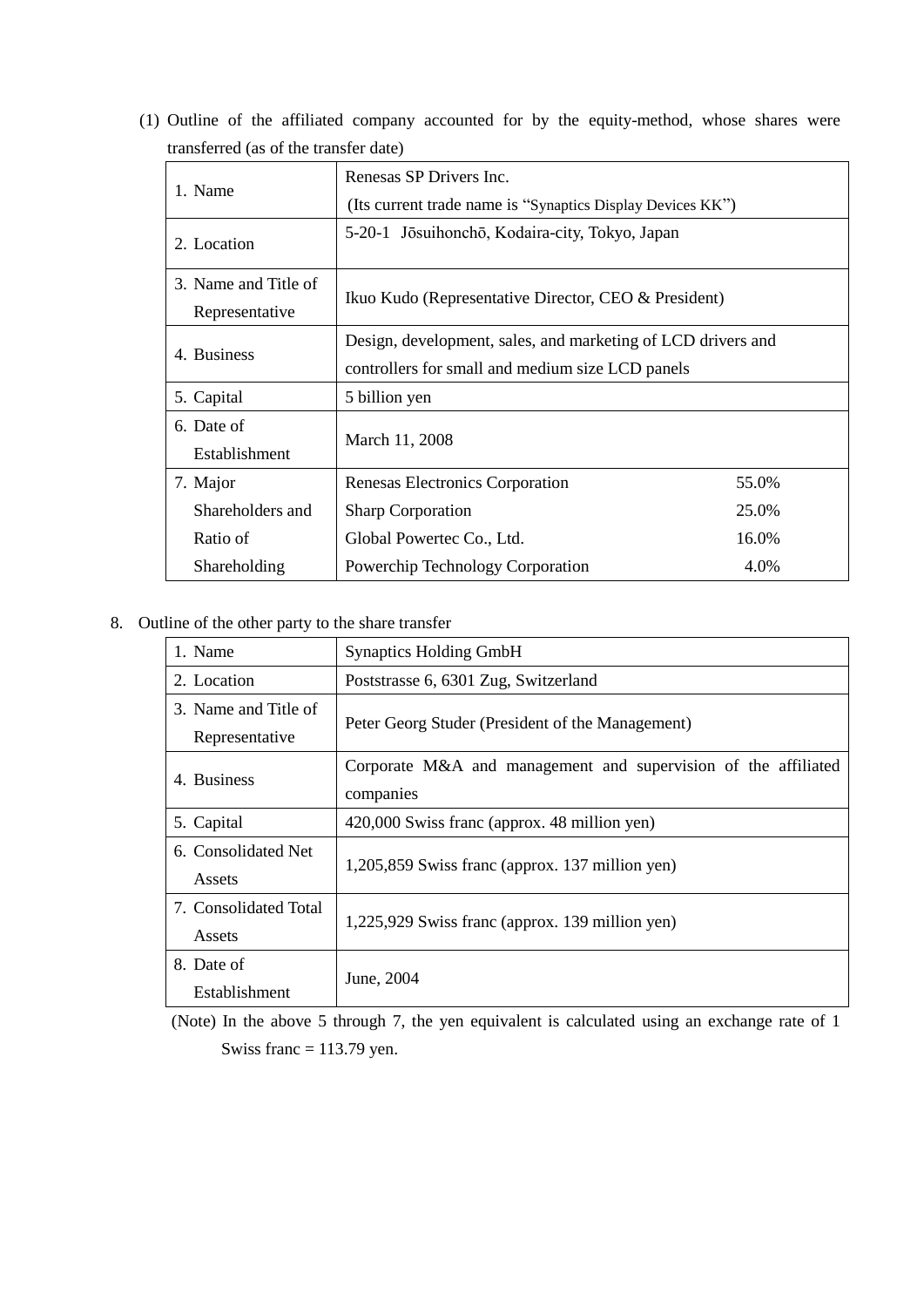(1) Outline of the affiliated company accounted for by the equity-method, whose shares were transferred (as of the transfer date)

| | |
|---|---|
| 1. Name | Renesas SP Drivers Inc.<br>(Its current trade name is “Synaptics Display Devices KK”) |
| 2. Location | 5-20-1 Jōsuihonchō, Kodaira-city, Tokyo, Japan |
| 3. Name and Title of Representative | Ikuo Kudo (Representative Director, CEO & President) |
| 4. Business | Design, development, sales, and marketing of LCD drivers and controllers for small and medium size LCD panels |
| 5. Capital | 5 billion yen |
| 6. Date of Establishment | March 11, 2008 |
| 7. Major Shareholders and Ratio of Shareholding | Renesas Electronics Corporation 55.0%<br>Sharp Corporation 25.0%<br>Global Powertec Co., Ltd. 16.0%<br>Powerchip Technology Corporation 4.0% |

8. Outline of the other party to the share transfer

| | |
|---|---|
| 1. Name | Synaptics Holding GmbH |
| 2. Location | Poststrasse 6, 6301 Zug, Switzerland |
| 3. Name and Title of Representative | Peter Georg Studer (President of the Management) |
| 4. Business | Corporate M&A and management and supervision of the affiliated companies |
| 5. Capital | 420,000 Swiss franc (approx. 48 million yen) |
| 6. Consolidated Net Assets | 1,205,859 Swiss franc (approx. 137 million yen) |
| 7. Consolidated Total Assets | 1,225,929 Swiss franc (approx. 139 million yen) |
| 8. Date of Establishment | June, 2004 |

(Note) In the above 5 through 7, the yen equivalent is calculated using an exchange rate of 1 Swiss franc = 113.79 yen.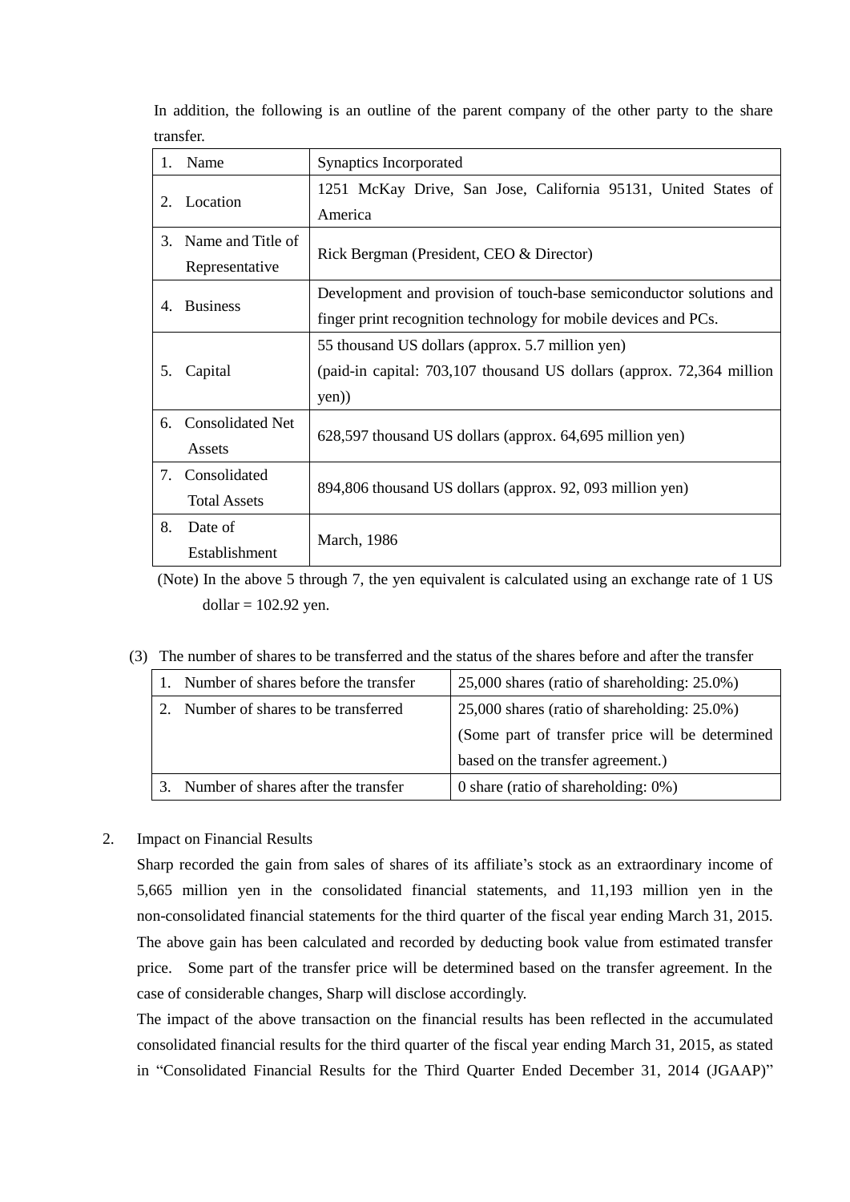In addition, the following is an outline of the parent company of the other party to the share transfer.

| | |
|---|---|
| 1. Name | Synaptics Incorporated |
| 2. Location | 1251 McKay Drive, San Jose, California 95131, United States of America |
| 3. Name and Title of Representative | Rick Bergman (President, CEO & Director) |
| 4. Business | Development and provision of touch-base semiconductor solutions and finger print recognition technology for mobile devices and PCs. |
| 5. Capital | 55 thousand US dollars (approx. 5.7 million yen)<br>(paid-in capital: 703,107 thousand US dollars (approx. 72,364 million yen)) |
| 6. Consolidated Net Assets | 628,597 thousand US dollars (approx. 64,695 million yen) |
| 7. Consolidated Total Assets | 894,806 thousand US dollars (approx. 92, 093 million yen) |
| 8. Date of Establishment | March, 1986 |

(Note) In the above 5 through 7, the yen equivalent is calculated using an exchange rate of 1 US dollar = 102.92 yen.

(3) The number of shares to be transferred and the status of the shares before and after the transfer

| | |
|---|---|
| 1. Number of shares before the transfer | 25,000 shares (ratio of shareholding: 25.0%) |
| 2. Number of shares to be transferred | 25,000 shares (ratio of shareholding: 25.0%)<br>(Some part of transfer price will be determined based on the transfer agreement.) |
| 3. Number of shares after the transfer | 0 share (ratio of shareholding: 0%) |

2. Impact on Financial Results

Sharp recorded the gain from sales of shares of its affiliate's stock as an extraordinary income of 5,665 million yen in the consolidated financial statements, and 11,193 million yen in the non-consolidated financial statements for the third quarter of the fiscal year ending March 31, 2015. The above gain has been calculated and recorded by deducting book value from estimated transfer price. Some part of the transfer price will be determined based on the transfer agreement. In the case of considerable changes, Sharp will disclose accordingly.

The impact of the above transaction on the financial results has been reflected in the accumulated consolidated financial results for the third quarter of the fiscal year ending March 31, 2015, as stated in "Consolidated Financial Results for the Third Quarter Ended December 31, 2014 (JGAAP)"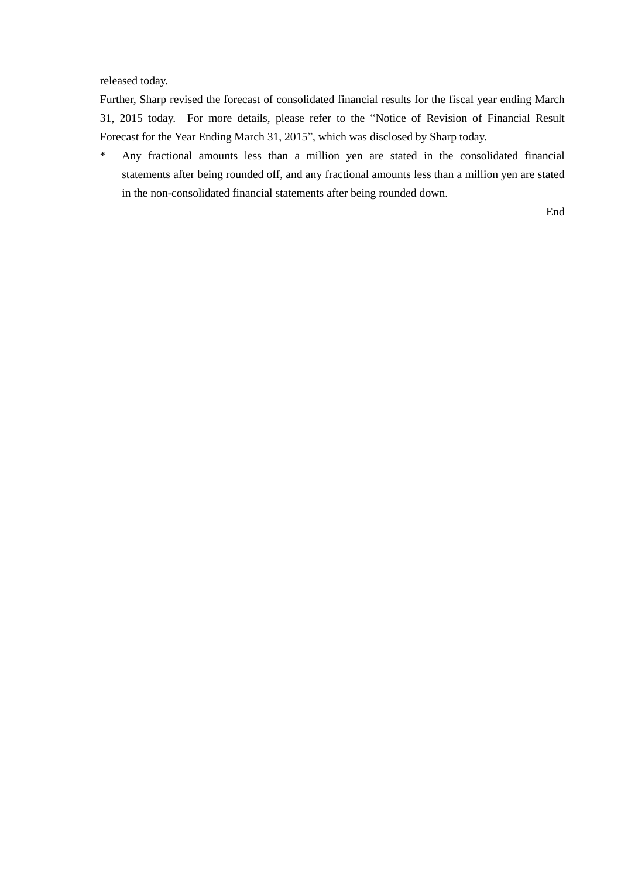released today.

Further, Sharp revised the forecast of consolidated financial results for the fiscal year ending March 31, 2015 today. For more details, please refer to the "Notice of Revision of Financial Result Forecast for the Year Ending March 31, 2015", which was disclosed by Sharp today.

* Any fractional amounts less than a million yen are stated in the consolidated financial statements after being rounded off, and any fractional amounts less than a million yen are stated in the non-consolidated financial statements after being rounded down.

End